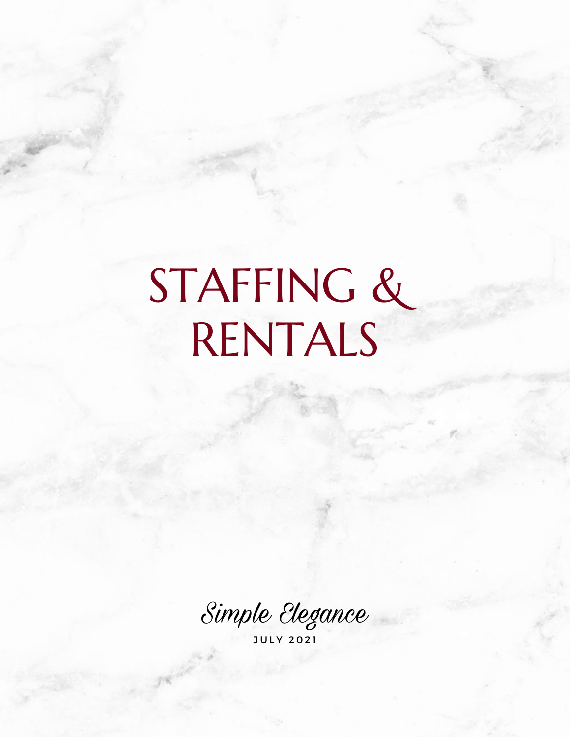# STAFFING & RENTALS

*Simple Elegance*

JULY 2021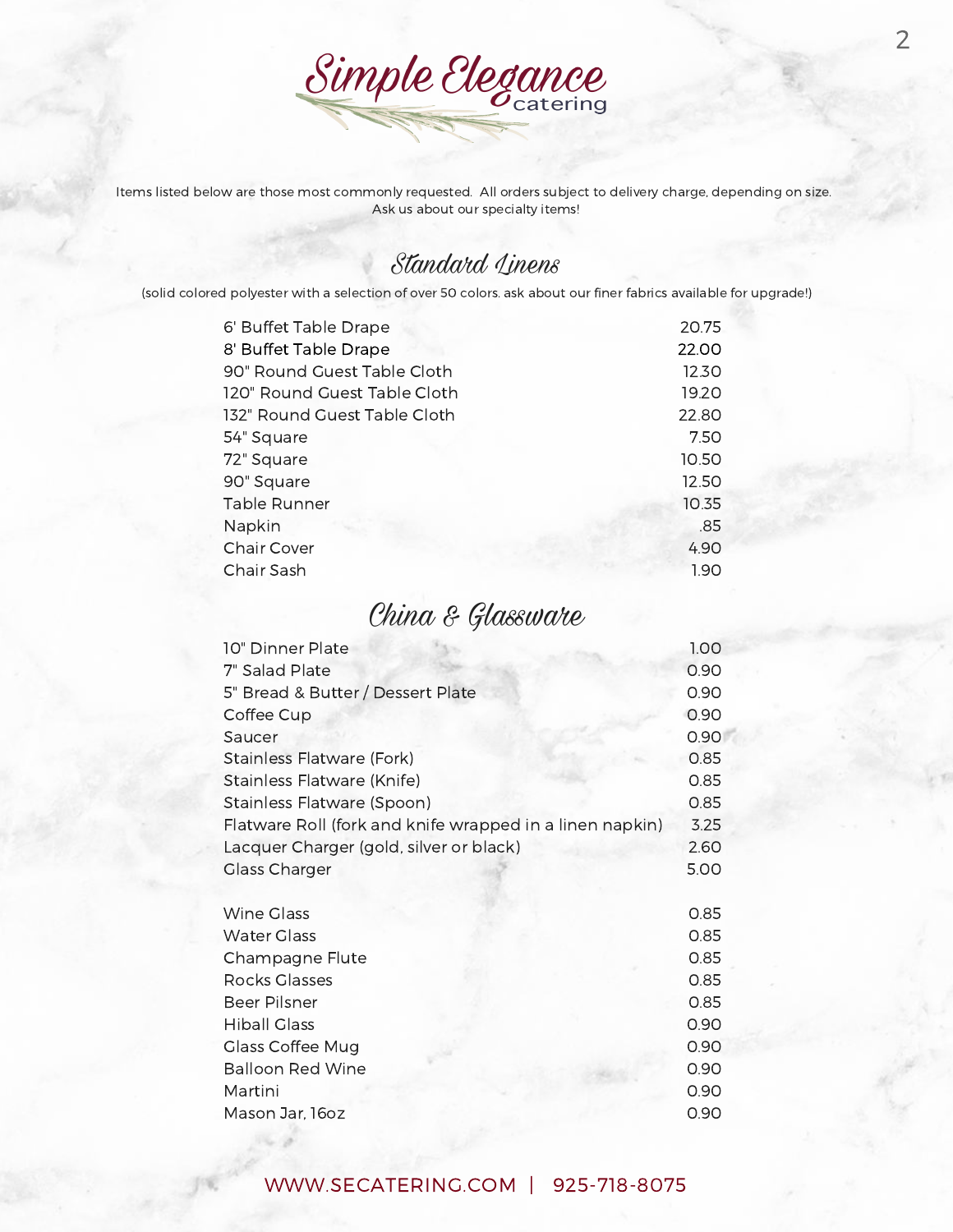# Simple Elegance catering

Items listed below are those most commonly requested. All orders subject to delivery charge, depending on size. Ask us about our specialty items!

## Standard Linens

(solid colored polyester with a selection of over 50 colors. ask about our finer fabrics available for upgrade!)

| Item | Price |
|---|---|
| 6' Buffet Table Drape | 20.75 |
| 8' Buffet Table Drape | 22.00 |
| 90" Round Guest Table Cloth | 12.30 |
| 120" Round Guest Table Cloth | 19.20 |
| 132" Round Guest Table Cloth | 22.80 |
| 54" Square | 7.50 |
| 72" Square | 10.50 |
| 90" Square | 12.50 |
| Table Runner | 10.35 |
| Napkin | .85 |
| Chair Cover | 4.90 |
| Chair Sash | 1.90 |

## China & Glassware

| Item | Price |
|---|---|
| 10" Dinner Plate | 1.00 |
| 7" Salad Plate | 0.90 |
| 5" Bread & Butter / Dessert Plate | 0.90 |
| Coffee Cup | 0.90 |
| Saucer | 0.90 |
| Stainless Flatware (Fork) | 0.85 |
| Stainless Flatware (Knife) | 0.85 |
| Stainless Flatware (Spoon) | 0.85 |
| Flatware Roll (fork and knife wrapped in a linen napkin) | 3.25 |
| Lacquer Charger (gold, silver or black) | 2.60 |
| Glass Charger | 5.00 |

| Item | Price |
|---|---|
| Wine Glass | 0.85 |
| Water Glass | 0.85 |
| Champagne Flute | 0.85 |
| Rocks Glasses | 0.85 |
| Beer Pilsner | 0.85 |
| Hiball Glass | 0.90 |
| Glass Coffee Mug | 0.90 |
| Balloon Red Wine | 0.90 |
| Martini | 0.90 |
| Mason Jar, 16oz | 0.90 |

WWW.SECATERING.COM | 925-718-8075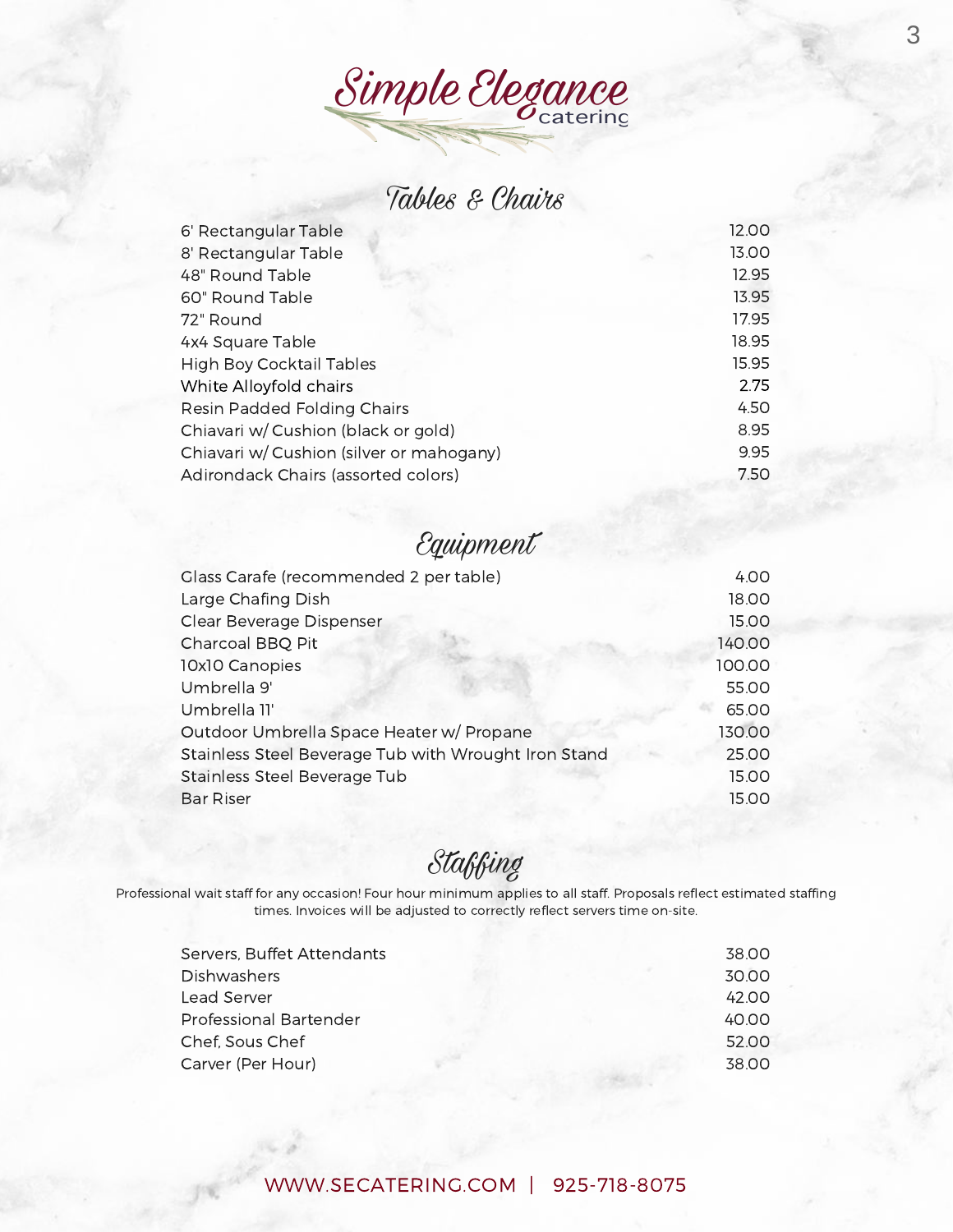# Simple Elegance catering

## Tables & Chairs

| | |
|---|---|
| 6' Rectangular Table | 12.00 |
| 8' Rectangular Table | 13.00 |
| 48" Round Table | 12.95 |
| 60" Round Table | 13.95 |
| 72" Round | 17.95 |
| 4x4 Square Table | 18.95 |
| High Boy Cocktail Tables | 15.95 |
| White Alloyfold chairs | 2.75 |
| Resin Padded Folding Chairs | 4.50 |
| Chiavari w/ Cushion (black or gold) | 8.95 |
| Chiavari w/ Cushion (silver or mahogany) | 9.95 |
| Adirondack Chairs (assorted colors) | 7.50 |

## Equipment

| | |
|---|---|
| Glass Carafe (recommended 2 per table) | 4.00 |
| Large Chafing Dish | 18.00 |
| Clear Beverage Dispenser | 15.00 |
| Charcoal BBQ Pit | 140.00 |
| 10x10 Canopies | 100.00 |
| Umbrella 9' | 55.00 |
| Umbrella 11' | 65.00 |
| Outdoor Umbrella Space Heater w/ Propane | 130.00 |
| Stainless Steel Beverage Tub with Wrought Iron Stand | 25.00 |
| Stainless Steel Beverage Tub | 15.00 |
| Bar Riser | 15.00 |

## Staffing

Professional wait staff for any occasion! Four hour minimum applies to all staff. Proposals reflect estimated staffing times. Invoices will be adjusted to correctly reflect servers time on-site.

| | |
|---|---|
| Servers, Buffet Attendants | 38.00 |
| Dishwashers | 30.00 |
| Lead Server | 42.00 |
| Professional Bartender | 40.00 |
| Chef, Sous Chef | 52.00 |
| Carver (Per Hour) | 38.00 |

WWW.SECATERING.COM | 925-718-8075